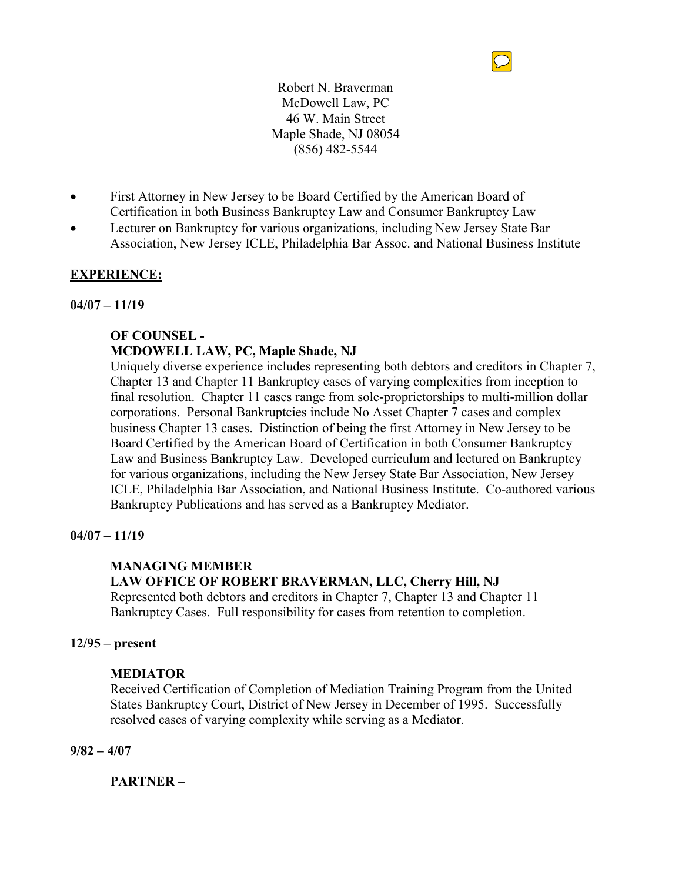Robert N. Braverman
McDowell Law, PC
46 W. Main Street
Maple Shade, NJ 08054
(856) 482-5544

- First Attorney in New Jersey to be Board Certified by the American Board of Certification in both Business Bankruptcy Law and Consumer Bankruptcy Law
- Lecturer on Bankruptcy for various organizations, including New Jersey State Bar Association, New Jersey ICLE, Philadelphia Bar Assoc. and National Business Institute

## EXPERIENCE:

**04/07 – 11/19**

**OF COUNSEL -**
**MCDOWELL LAW, PC, Maple Shade, NJ**

Uniquely diverse experience includes representing both debtors and creditors in Chapter 7, Chapter 13 and Chapter 11 Bankruptcy cases of varying complexities from inception to final resolution. Chapter 11 cases range from sole-proprietorships to multi-million dollar corporations. Personal Bankruptcies include No Asset Chapter 7 cases and complex business Chapter 13 cases. Distinction of being the first Attorney in New Jersey to be Board Certified by the American Board of Certification in both Consumer Bankruptcy Law and Business Bankruptcy Law. Developed curriculum and lectured on Bankruptcy for various organizations, including the New Jersey State Bar Association, New Jersey ICLE, Philadelphia Bar Association, and National Business Institute. Co-authored various Bankruptcy Publications and has served as a Bankruptcy Mediator.

**04/07 – 11/19**

**MANAGING MEMBER**
**LAW OFFICE OF ROBERT BRAVERMAN, LLC, Cherry Hill, NJ**

Represented both debtors and creditors in Chapter 7, Chapter 13 and Chapter 11 Bankruptcy Cases. Full responsibility for cases from retention to completion.

**12/95 – present**

**MEDIATOR**

Received Certification of Completion of Mediation Training Program from the United States Bankruptcy Court, District of New Jersey in December of 1995. Successfully resolved cases of varying complexity while serving as a Mediator.

**9/82 – 4/07**

**PARTNER –**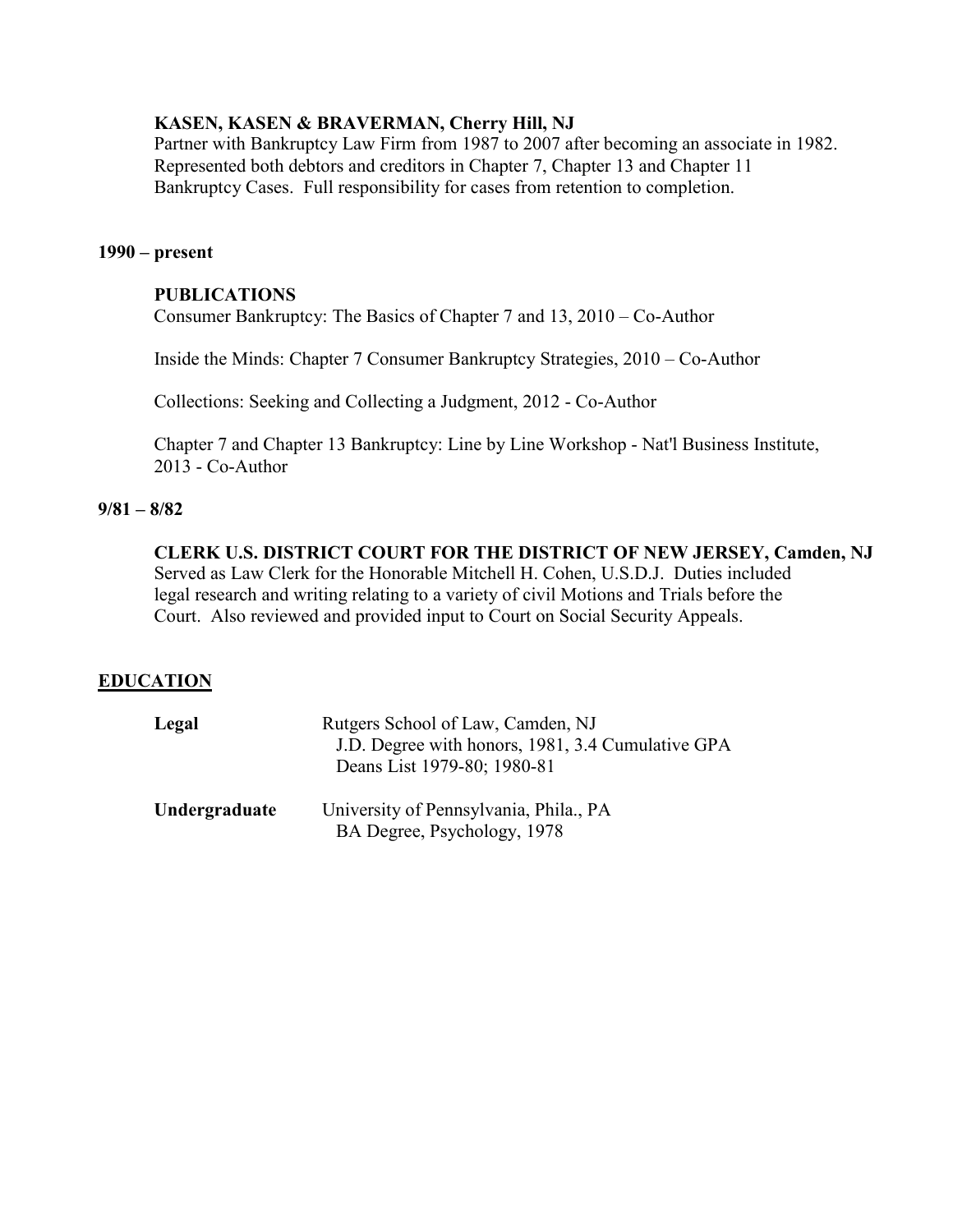**KASEN, KASEN & BRAVERMAN, Cherry Hill, NJ**
Partner with Bankruptcy Law Firm from 1987 to 2007 after becoming an associate in 1982. Represented both debtors and creditors in Chapter 7, Chapter 13 and Chapter 11 Bankruptcy Cases. Full responsibility for cases from retention to completion.

**1990 – present**

**PUBLICATIONS**
Consumer Bankruptcy: The Basics of Chapter 7 and 13, 2010 – Co-Author

Inside the Minds: Chapter 7 Consumer Bankruptcy Strategies, 2010 – Co-Author

Collections: Seeking and Collecting a Judgment, 2012 - Co-Author

Chapter 7 and Chapter 13 Bankruptcy: Line by Line Workshop - Nat'l Business Institute, 2013 - Co-Author

**9/81 – 8/82**

**CLERK U.S. DISTRICT COURT FOR THE DISTRICT OF NEW JERSEY, Camden, NJ**
Served as Law Clerk for the Honorable Mitchell H. Cohen, U.S.D.J. Duties included legal research and writing relating to a variety of civil Motions and Trials before the Court. Also reviewed and provided input to Court on Social Security Appeals.

## EDUCATION

| | |
|---|---|
| **Legal** | Rutgers School of Law, Camden, NJ<br>J.D. Degree with honors, 1981, 3.4 Cumulative GPA<br>Deans List 1979-80; 1980-81 |
| **Undergraduate** | University of Pennsylvania, Phila., PA<br>BA Degree, Psychology, 1978 |